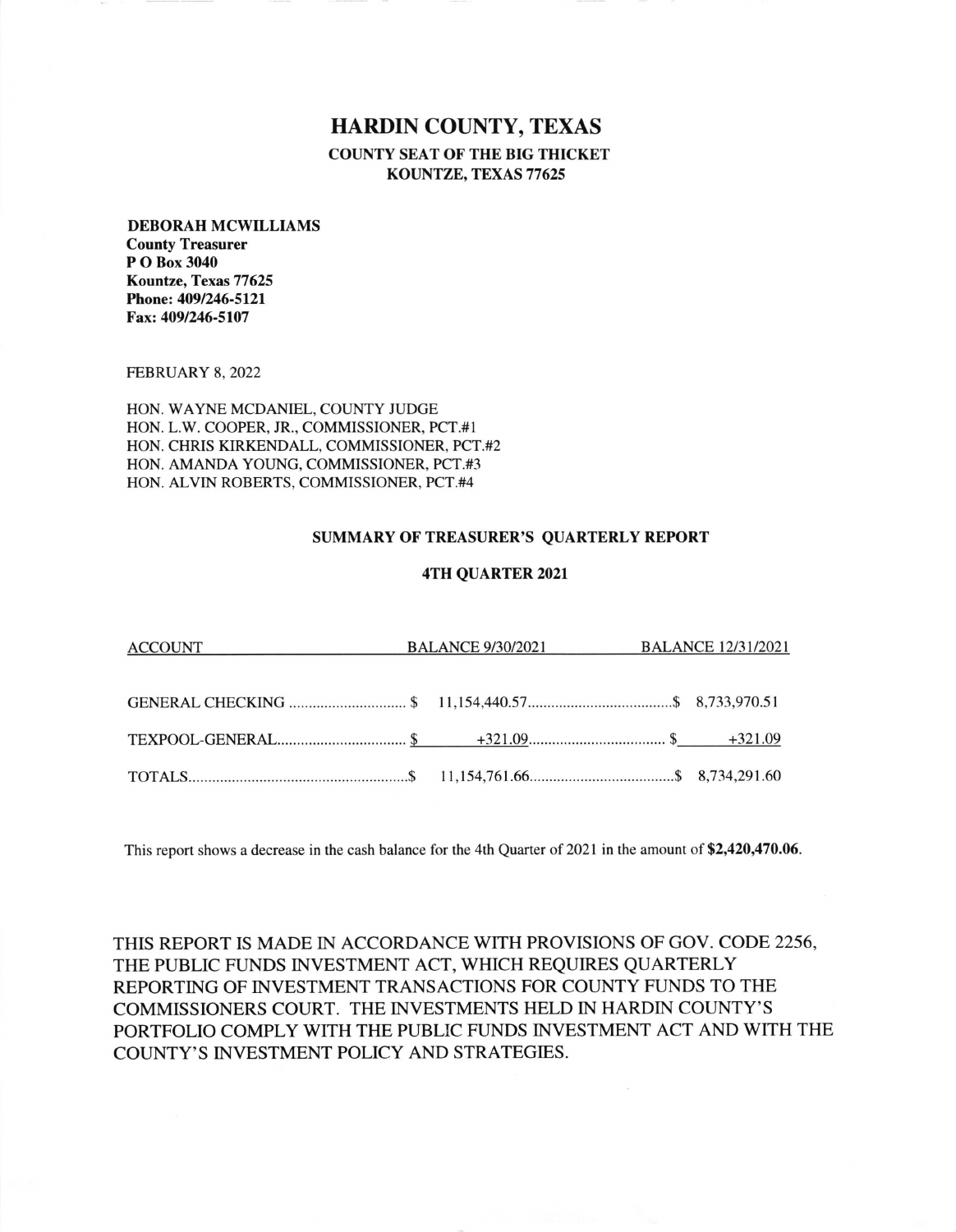# HARDIN COUNTY, TEXAS

**COUNTY SEAT OF THE BIG THICKET**
**KOUNTZE, TEXAS 77625**

**DEBORAH MCWILLIAMS**
**County Treasurer**
**P O Box 3040**
**Kountze, Texas 77625**
**Phone: 409/246-5121**
**Fax: 409/246-5107**

FEBRUARY 8, 2022

HON. WAYNE MCDANIEL, COUNTY JUDGE
HON. L.W. COOPER, JR., COMMISSIONER, PCT.#1
HON. CHRIS KIRKENDALL, COMMISSIONER, PCT.#2
HON. AMANDA YOUNG, COMMISSIONER, PCT.#3
HON. ALVIN ROBERTS, COMMISSIONER, PCT.#4

### SUMMARY OF TREASURER'S QUARTERLY REPORT

### 4TH QUARTER 2021

| ACCOUNT | BALANCE 9/30/2021 | BALANCE 12/31/2021 |
|---|---|---|
| GENERAL CHECKING | $ 11,154,440.57 | $ 8,733,970.51 |
| TEXPOOL-GENERAL | $ +321.09 | $ +321.09 |
| TOTALS | $ 11,154,761.66 | $ 8,734,291.60 |

This report shows a decrease in the cash balance for the 4th Quarter of 2021 in the amount of **$2,420,470.06**.

THIS REPORT IS MADE IN ACCORDANCE WITH PROVISIONS OF GOV. CODE 2256, THE PUBLIC FUNDS INVESTMENT ACT, WHICH REQUIRES QUARTERLY REPORTING OF INVESTMENT TRANSACTIONS FOR COUNTY FUNDS TO THE COMMISSIONERS COURT. THE INVESTMENTS HELD IN HARDIN COUNTY'S PORTFOLIO COMPLY WITH THE PUBLIC FUNDS INVESTMENT ACT AND WITH THE COUNTY'S INVESTMENT POLICY AND STRATEGIES.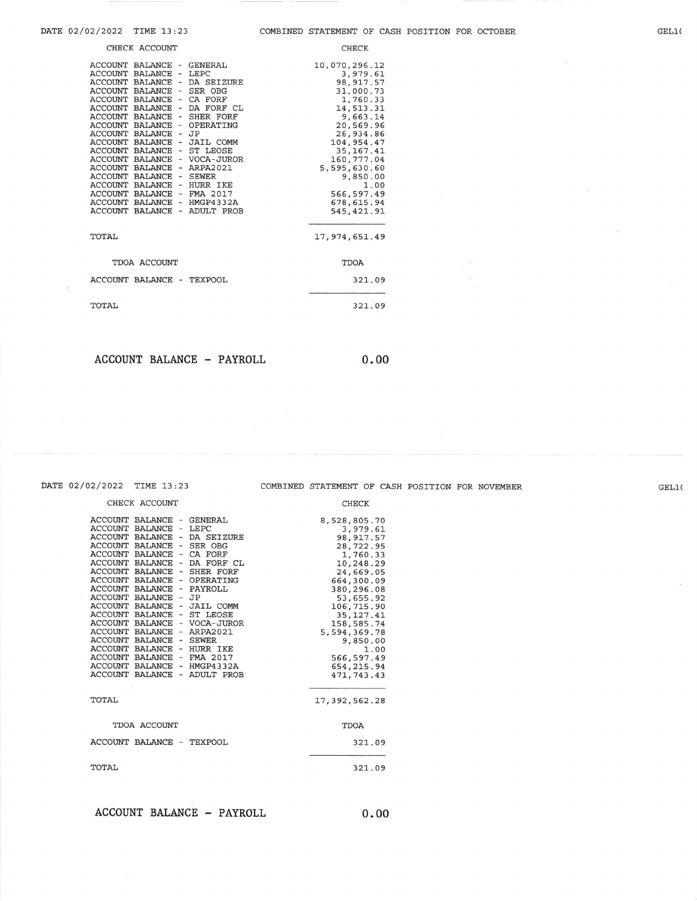DATE 02/02/2022 TIME 13:23

## COMBINED STATEMENT OF CASH POSITION FOR OCTOBER

| CHECK ACCOUNT | CHECK |
|---|---|
| ACCOUNT BALANCE - GENERAL | 10,070,296.12 |
| ACCOUNT BALANCE - LEPC | 3,979.61 |
| ACCOUNT BALANCE - DA SEIZURE | 98,917.57 |
| ACCOUNT BALANCE - SER OBG | 31,000.73 |
| ACCOUNT BALANCE - CA FORF | 1,760.33 |
| ACCOUNT BALANCE - DA FORF CL | 14,513.31 |
| ACCOUNT BALANCE - SHER FORF | 9,663.14 |
| ACCOUNT BALANCE - OPERATING | 20,569.96 |
| ACCOUNT BALANCE - JP | 26,934.86 |
| ACCOUNT BALANCE - JAIL COMM | 104,954.47 |
| ACCOUNT BALANCE - ST LEOSE | 35,167.41 |
| ACCOUNT BALANCE - VOCA-JUROR | 160,777.04 |
| ACCOUNT BALANCE - ARPA2021 | 5,595,630.60 |
| ACCOUNT BALANCE - SEWER | 9,850.00 |
| ACCOUNT BALANCE - HURR IKE | 1.00 |
| ACCOUNT BALANCE - FMA 2017 | 566,597.49 |
| ACCOUNT BALANCE - HMGP4332A | 678,615.94 |
| ACCOUNT BALANCE - ADULT PROB | 545,421.91 |
| TOTAL | 17,974,651.49 |

| TDOA ACCOUNT | TDOA |
|---|---|
| ACCOUNT BALANCE - TEXPOOL | 321.09 |
| TOTAL | 321.09 |

ACCOUNT BALANCE - PAYROLL 0.00

DATE 02/02/2022 TIME 13:23

## COMBINED STATEMENT OF CASH POSITION FOR NOVEMBER

| CHECK ACCOUNT | CHECK |
|---|---|
| ACCOUNT BALANCE - GENERAL | 8,528,805.70 |
| ACCOUNT BALANCE - LEPC | 3,979.61 |
| ACCOUNT BALANCE - DA SEIZURE | 98,917.57 |
| ACCOUNT BALANCE - SER OBG | 28,722.95 |
| ACCOUNT BALANCE - CA FORF | 1,760.33 |
| ACCOUNT BALANCE - DA FORF CL | 10,248.29 |
| ACCOUNT BALANCE - SHER FORF | 24,669.05 |
| ACCOUNT BALANCE - OPERATING | 664,300.09 |
| ACCOUNT BALANCE - PAYROLL | 380,296.08 |
| ACCOUNT BALANCE - JP | 53,655.92 |
| ACCOUNT BALANCE - JAIL COMM | 106,715.90 |
| ACCOUNT BALANCE - ST LEOSE | 35,127.41 |
| ACCOUNT BALANCE - VOCA-JUROR | 158,585.74 |
| ACCOUNT BALANCE - ARPA2021 | 5,594,369.78 |
| ACCOUNT BALANCE - SEWER | 9,850.00 |
| ACCOUNT BALANCE - HURR IKE | 1.00 |
| ACCOUNT BALANCE - FMA 2017 | 566,597.49 |
| ACCOUNT BALANCE - HMGP4332A | 654,215.94 |
| ACCOUNT BALANCE - ADULT PROB | 471,743.43 |
| TOTAL | 17,392,562.28 |

| TDOA ACCOUNT | TDOA |
|---|---|
| ACCOUNT BALANCE - TEXPOOL | 321.09 |
| TOTAL | 321.09 |

ACCOUNT BALANCE - PAYROLL 0.00